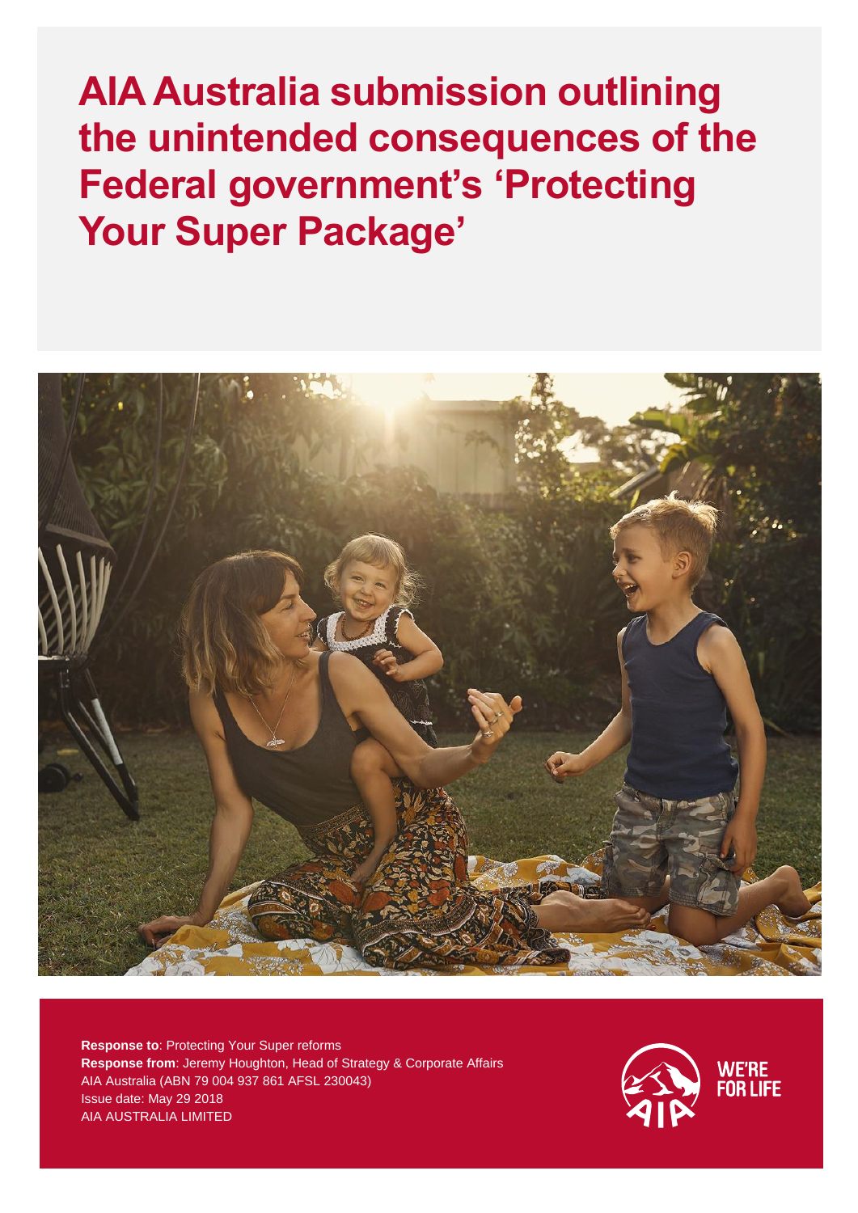# AIA Australia submission outlining the unintended consequences of the Federal government's 'Protecting Your Super Package'

**Response to**: Protecting Your Super reforms
**Response from**: Jeremy Houghton, Head of Strategy & Corporate Affairs
AIA Australia (ABN 79 004 937 861 AFSL 230043)
Issue date: May 29 2018
AIA AUSTRALIA LIMITED

WE'RE FOR LIFE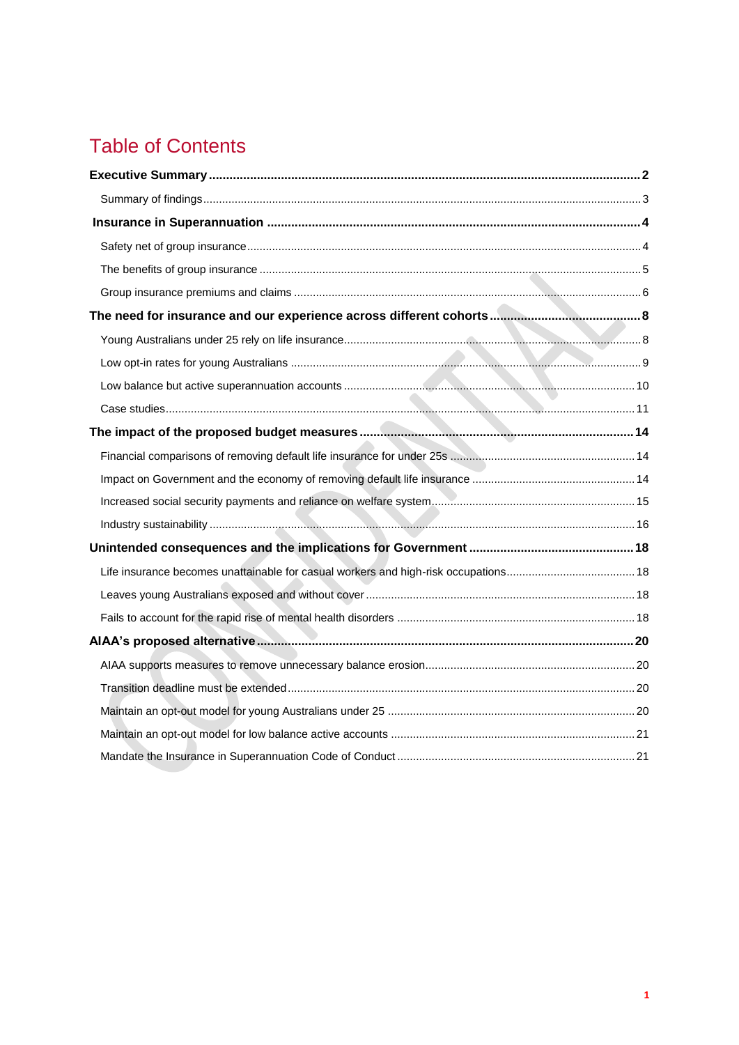# Table of Contents

**Executive Summary** .......... **2**

- Summary of findings .......... 3

**Insurance in Superannuation** .......... **4**

- Safety net of group insurance .......... 4
- The benefits of group insurance .......... 5
- Group insurance premiums and claims .......... 6

**The need for insurance and our experience across different cohorts** .......... **8**

- Young Australians under 25 rely on life insurance .......... 8
- Low opt-in rates for young Australians .......... 9
- Low balance but active superannuation accounts .......... 10
- Case studies .......... 11

**The impact of the proposed budget measures** .......... **14**

- Financial comparisons of removing default life insurance for under 25s .......... 14
- Impact on Government and the economy of removing default life insurance .......... 14
- Increased social security payments and reliance on welfare system .......... 15
- Industry sustainability .......... 16

**Unintended consequences and the implications for Government** .......... **18**

- Life insurance becomes unattainable for casual workers and high-risk occupations .......... 18
- Leaves young Australians exposed and without cover .......... 18
- Fails to account for the rapid rise of mental health disorders .......... 18

**AIAA's proposed alternative** .......... **20**

- AIAA supports measures to remove unnecessary balance erosion .......... 20
- Transition deadline must be extended .......... 20
- Maintain an opt-out model for young Australians under 25 .......... 20
- Maintain an opt-out model for low balance active accounts .......... 21
- Mandate the Insurance in Superannuation Code of Conduct .......... 21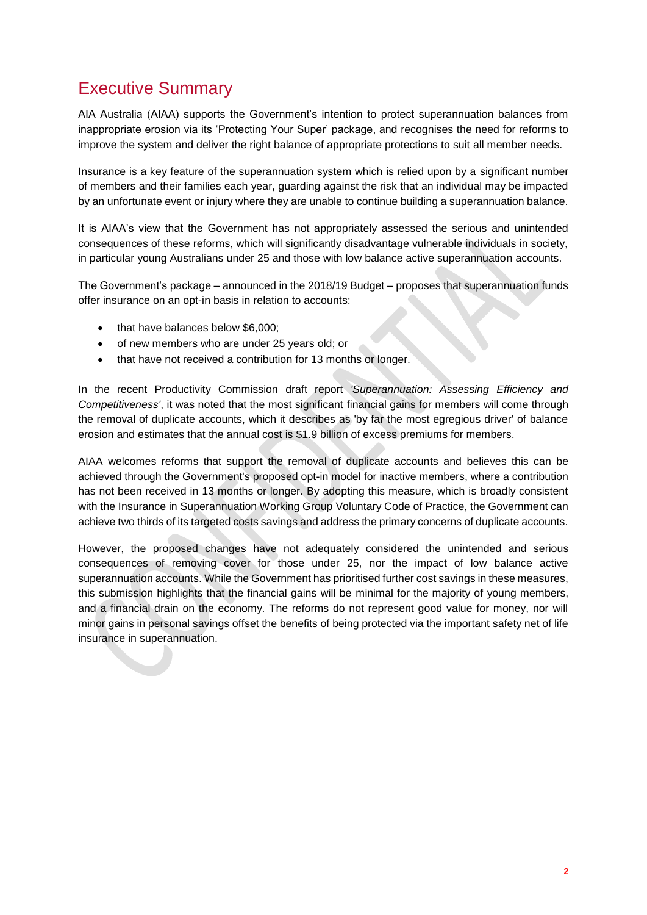# Executive Summary

AIA Australia (AIAA) supports the Government's intention to protect superannuation balances from inappropriate erosion via its 'Protecting Your Super' package, and recognises the need for reforms to improve the system and deliver the right balance of appropriate protections to suit all member needs.

Insurance is a key feature of the superannuation system which is relied upon by a significant number of members and their families each year, guarding against the risk that an individual may be impacted by an unfortunate event or injury where they are unable to continue building a superannuation balance.

It is AIAA's view that the Government has not appropriately assessed the serious and unintended consequences of these reforms, which will significantly disadvantage vulnerable individuals in society, in particular young Australians under 25 and those with low balance active superannuation accounts.

The Government's package – announced in the 2018/19 Budget – proposes that superannuation funds offer insurance on an opt-in basis in relation to accounts:

- that have balances below $6,000;
- of new members who are under 25 years old; or
- that have not received a contribution for 13 months or longer.

In the recent Productivity Commission draft report *'Superannuation: Assessing Efficiency and Competitiveness'*, it was noted that the most significant financial gains for members will come through the removal of duplicate accounts, which it describes as 'by far the most egregious driver' of balance erosion and estimates that the annual cost is $1.9 billion of excess premiums for members.

AIAA welcomes reforms that support the removal of duplicate accounts and believes this can be achieved through the Government's proposed opt-in model for inactive members, where a contribution has not been received in 13 months or longer. By adopting this measure, which is broadly consistent with the Insurance in Superannuation Working Group Voluntary Code of Practice, the Government can achieve two thirds of its targeted costs savings and address the primary concerns of duplicate accounts.

However, the proposed changes have not adequately considered the unintended and serious consequences of removing cover for those under 25, nor the impact of low balance active superannuation accounts. While the Government has prioritised further cost savings in these measures, this submission highlights that the financial gains will be minimal for the majority of young members, and a financial drain on the economy. The reforms do not represent good value for money, nor will minor gains in personal savings offset the benefits of being protected via the important safety net of life insurance in superannuation.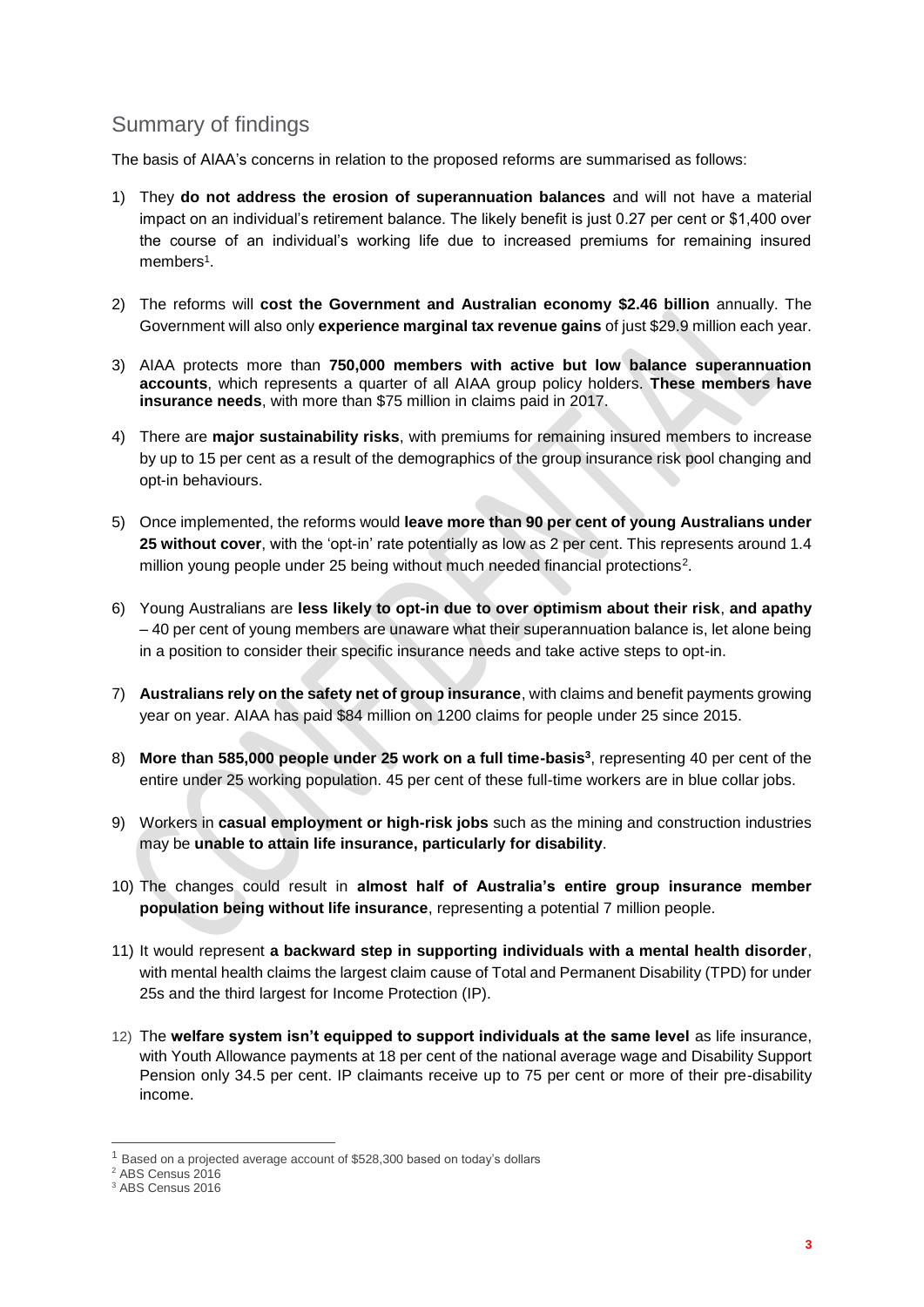## Summary of findings

The basis of AIAA's concerns in relation to the proposed reforms are summarised as follows:

1) They **do not address the erosion of superannuation balances** and will not have a material impact on an individual's retirement balance. The likely benefit is just 0.27 per cent or $1,400 over the course of an individual's working life due to increased premiums for remaining insured members[1].

2) The reforms will **cost the Government and Australian economy $2.46 billion** annually. The Government will also only **experience marginal tax revenue gains** of just $29.9 million each year.

3) AIAA protects more than **750,000 members with active but low balance superannuation accounts**, which represents a quarter of all AIAA group policy holders. **These members have insurance needs**, with more than $75 million in claims paid in 2017.

4) There are **major sustainability risks**, with premiums for remaining insured members to increase by up to 15 per cent as a result of the demographics of the group insurance risk pool changing and opt-in behaviours.

5) Once implemented, the reforms would **leave more than 90 per cent of young Australians under 25 without cover**, with the 'opt-in' rate potentially as low as 2 per cent. This represents around 1.4 million young people under 25 being without much needed financial protections[2].

6) Young Australians are **less likely to opt-in due to over optimism about their risk**, **and apathy** – 40 per cent of young members are unaware what their superannuation balance is, let alone being in a position to consider their specific insurance needs and take active steps to opt-in.

7) **Australians rely on the safety net of group insurance**, with claims and benefit payments growing year on year. AIAA has paid $84 million on 1200 claims for people under 25 since 2015.

8) **More than 585,000 people under 25 work on a full time-basis[3]**, representing 40 per cent of the entire under 25 working population. 45 per cent of these full-time workers are in blue collar jobs.

9) Workers in **casual employment or high-risk jobs** such as the mining and construction industries may be **unable to attain life insurance, particularly for disability**.

10) The changes could result in **almost half of Australia's entire group insurance member population being without life insurance**, representing a potential 7 million people.

11) It would represent **a backward step in supporting individuals with a mental health disorder**, with mental health claims the largest claim cause of Total and Permanent Disability (TPD) for under 25s and the third largest for Income Protection (IP).

12) The **welfare system isn't equipped to support individuals at the same level** as life insurance, with Youth Allowance payments at 18 per cent of the national average wage and Disability Support Pension only 34.5 per cent. IP claimants receive up to 75 per cent or more of their pre-disability income.

---

[1] Based on a projected average account of $528,300 based on today's dollars

[2] ABS Census 2016

[3] ABS Census 2016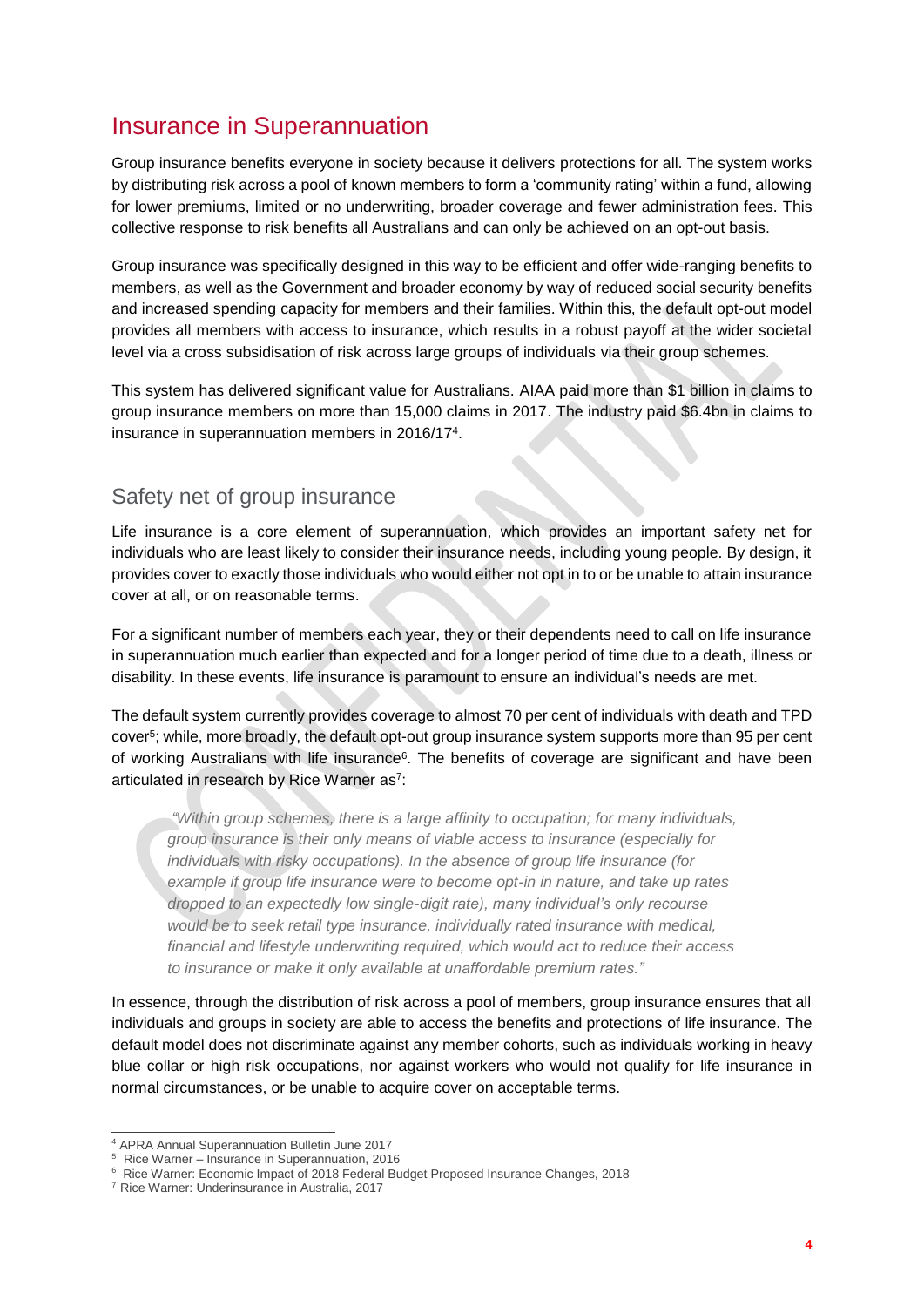## Insurance in Superannuation

Group insurance benefits everyone in society because it delivers protections for all. The system works by distributing risk across a pool of known members to form a 'community rating' within a fund, allowing for lower premiums, limited or no underwriting, broader coverage and fewer administration fees. This collective response to risk benefits all Australians and can only be achieved on an opt-out basis.

Group insurance was specifically designed in this way to be efficient and offer wide-ranging benefits to members, as well as the Government and broader economy by way of reduced social security benefits and increased spending capacity for members and their families. Within this, the default opt-out model provides all members with access to insurance, which results in a robust payoff at the wider societal level via a cross subsidisation of risk across large groups of individuals via their group schemes.

This system has delivered significant value for Australians. AIAA paid more than $1 billion in claims to group insurance members on more than 15,000 claims in 2017. The industry paid $6.4bn in claims to insurance in superannuation members in 2016/17[4].

### Safety net of group insurance

Life insurance is a core element of superannuation, which provides an important safety net for individuals who are least likely to consider their insurance needs, including young people. By design, it provides cover to exactly those individuals who would either not opt in to or be unable to attain insurance cover at all, or on reasonable terms.

For a significant number of members each year, they or their dependents need to call on life insurance in superannuation much earlier than expected and for a longer period of time due to a death, illness or disability. In these events, life insurance is paramount to ensure an individual's needs are met.

The default system currently provides coverage to almost 70 per cent of individuals with death and TPD cover[5]; while, more broadly, the default opt-out group insurance system supports more than 95 per cent of working Australians with life insurance[6]. The benefits of coverage are significant and have been articulated in research by Rice Warner as[7]:

> *"Within group schemes, there is a large affinity to occupation; for many individuals, group insurance is their only means of viable access to insurance (especially for individuals with risky occupations). In the absence of group life insurance (for example if group life insurance were to become opt-in in nature, and take up rates dropped to an expectedly low single-digit rate), many individual's only recourse would be to seek retail type insurance, individually rated insurance with medical, financial and lifestyle underwriting required, which would act to reduce their access to insurance or make it only available at unaffordable premium rates."*

In essence, through the distribution of risk across a pool of members, group insurance ensures that all individuals and groups in society are able to access the benefits and protections of life insurance. The default model does not discriminate against any member cohorts, such as individuals working in heavy blue collar or high risk occupations, nor against workers who would not qualify for life insurance in normal circumstances, or be unable to acquire cover on acceptable terms.

---

[4] APRA Annual Superannuation Bulletin June 2017

[5] Rice Warner – Insurance in Superannuation, 2016

[6] Rice Warner: Economic Impact of 2018 Federal Budget Proposed Insurance Changes, 2018

[7] Rice Warner: Underinsurance in Australia, 2017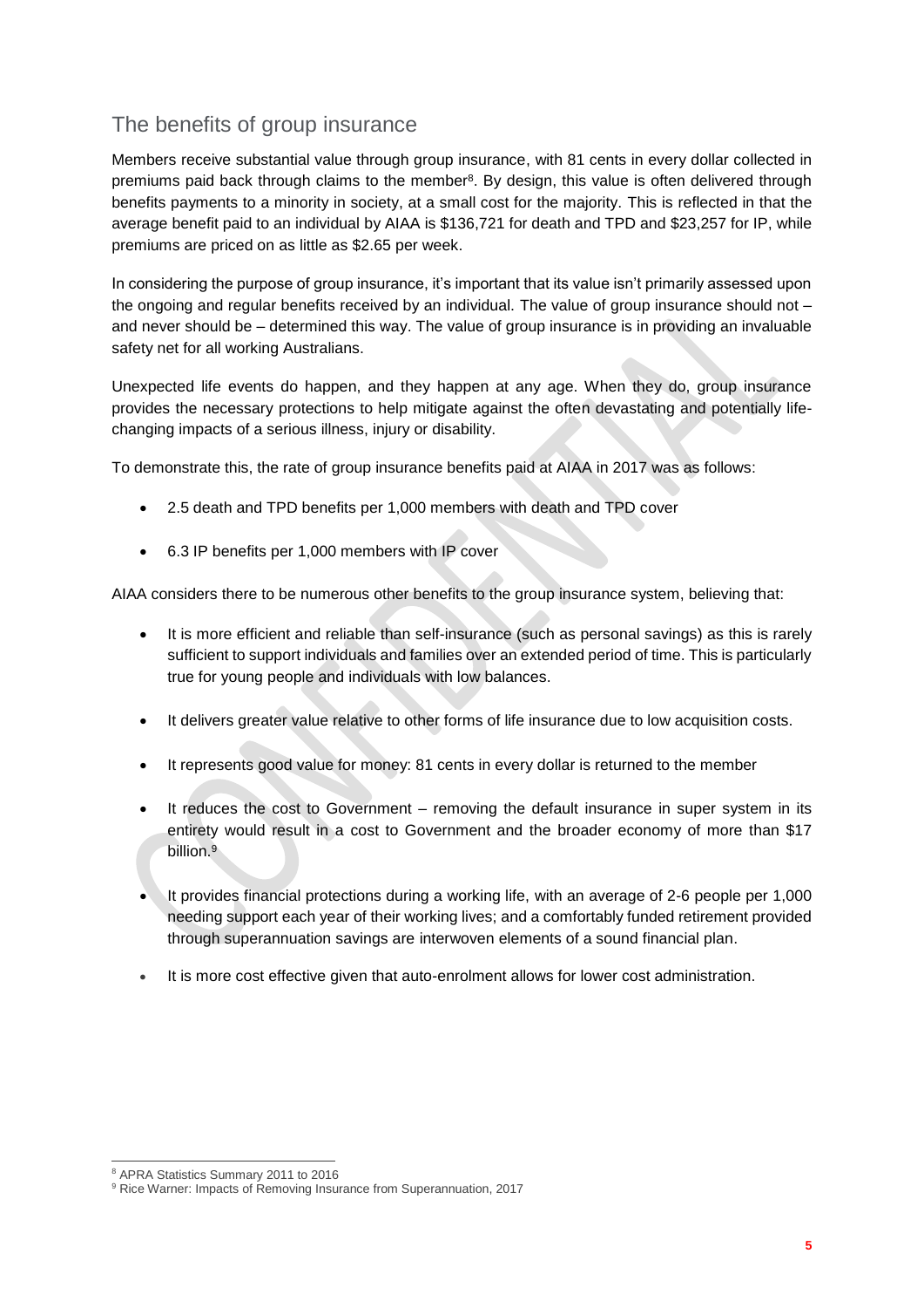## The benefits of group insurance

Members receive substantial value through group insurance, with 81 cents in every dollar collected in premiums paid back through claims to the member[8]. By design, this value is often delivered through benefits payments to a minority in society, at a small cost for the majority. This is reflected in that the average benefit paid to an individual by AIAA is $136,721 for death and TPD and $23,257 for IP, while premiums are priced on as little as $2.65 per week.

In considering the purpose of group insurance, it's important that its value isn't primarily assessed upon the ongoing and regular benefits received by an individual. The value of group insurance should not – and never should be – determined this way. The value of group insurance is in providing an invaluable safety net for all working Australians.

Unexpected life events do happen, and they happen at any age. When they do, group insurance provides the necessary protections to help mitigate against the often devastating and potentially life-changing impacts of a serious illness, injury or disability.

To demonstrate this, the rate of group insurance benefits paid at AIAA in 2017 was as follows:

- 2.5 death and TPD benefits per 1,000 members with death and TPD cover
- 6.3 IP benefits per 1,000 members with IP cover

AIAA considers there to be numerous other benefits to the group insurance system, believing that:

- It is more efficient and reliable than self-insurance (such as personal savings) as this is rarely sufficient to support individuals and families over an extended period of time. This is particularly true for young people and individuals with low balances.
- It delivers greater value relative to other forms of life insurance due to low acquisition costs.
- It represents good value for money: 81 cents in every dollar is returned to the member
- It reduces the cost to Government – removing the default insurance in super system in its entirety would result in a cost to Government and the broader economy of more than $17 billion.[9]
- It provides financial protections during a working life, with an average of 2-6 people per 1,000 needing support each year of their working lives; and a comfortably funded retirement provided through superannuation savings are interwoven elements of a sound financial plan.
- It is more cost effective given that auto-enrolment allows for lower cost administration.

---

[8] APRA Statistics Summary 2011 to 2016

[9] Rice Warner: Impacts of Removing Insurance from Superannuation, 2017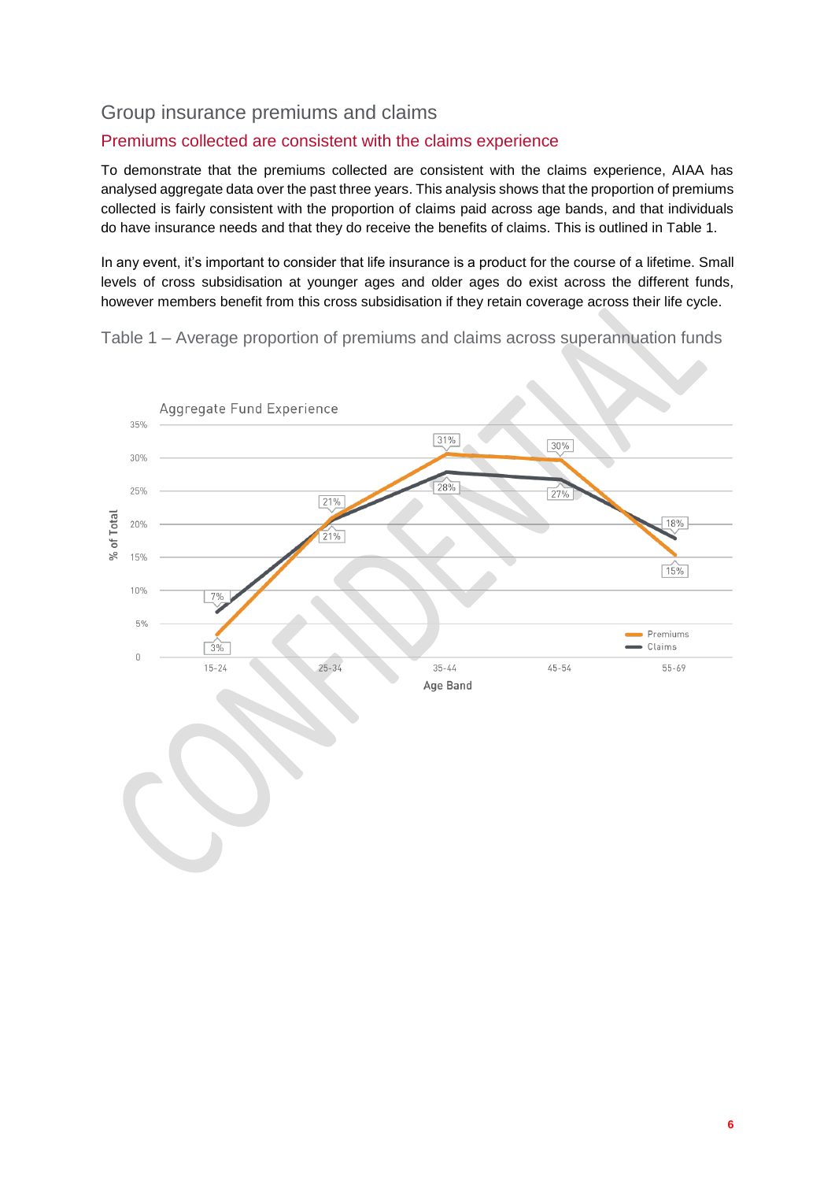## Group insurance premiums and claims

### Premiums collected are consistent with the claims experience

To demonstrate that the premiums collected are consistent with the claims experience, AIAA has analysed aggregate data over the past three years. This analysis shows that the proportion of premiums collected is fairly consistent with the proportion of claims paid across age bands, and that individuals do have insurance needs and that they do receive the benefits of claims. This is outlined in Table 1.

In any event, it's important to consider that life insurance is a product for the course of a lifetime. Small levels of cross subsidisation at younger ages and older ages do exist across the different funds, however members benefit from this cross subsidisation if they retain coverage across their life cycle.

Table 1 – Average proportion of premiums and claims across superannuation funds

**Aggregate Fund Experience**

| Age Band | Premiums (% of Total) | Claims (% of Total) |
|---|---|---|
| 15-24 | 3% | 7% |
| 25-34 | 21% | 21% |
| 35-44 | 31% | 28% |
| 45-54 | 30% | 27% |
| 55-69 | 15% | 18% |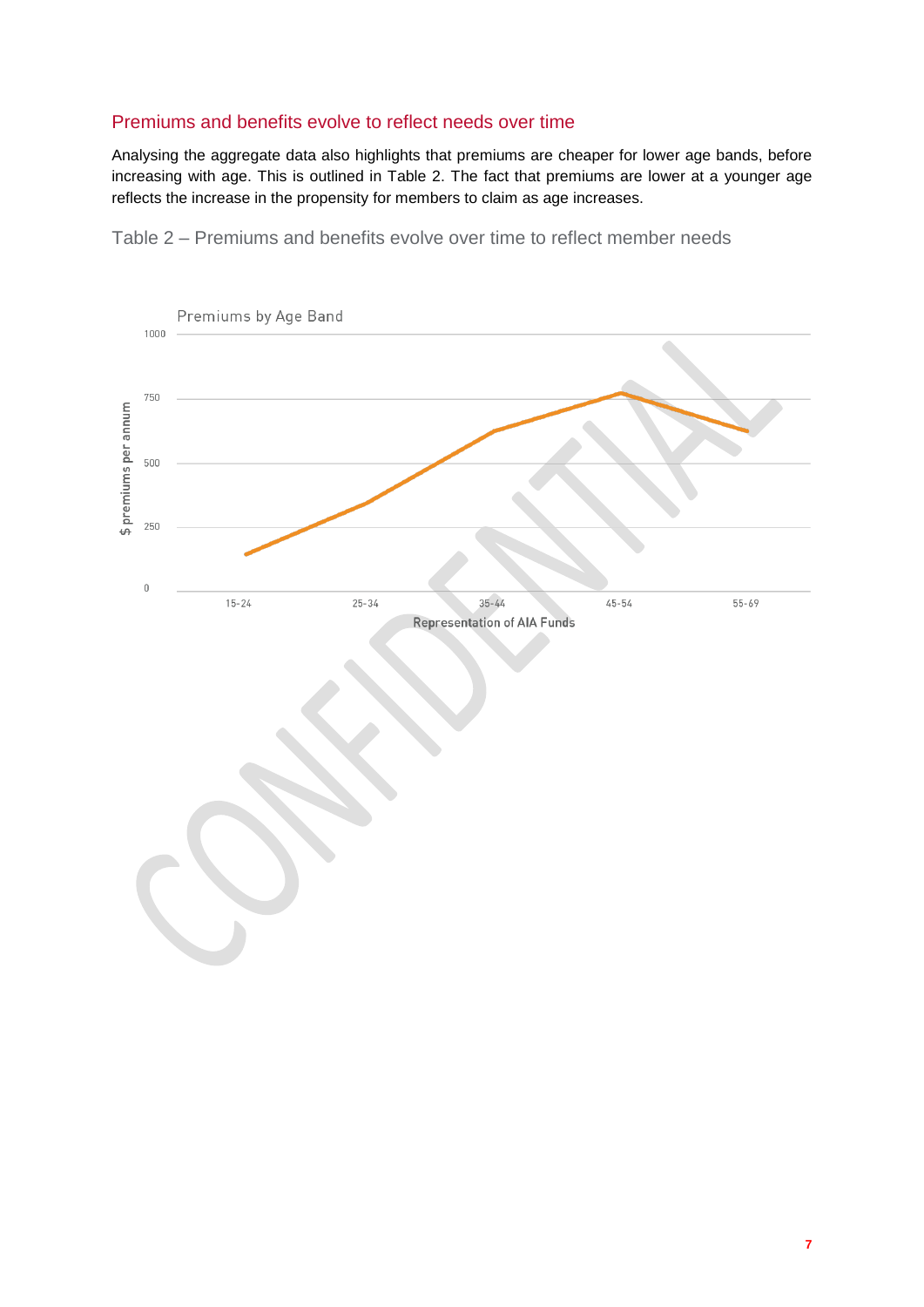## Premiums and benefits evolve to reflect needs over time

Analysing the aggregate data also highlights that premiums are cheaper for lower age bands, before increasing with age. This is outlined in Table 2. The fact that premiums are lower at a younger age reflects the increase in the propensity for members to claim as age increases.

Table 2 – Premiums and benefits evolve over time to reflect member needs

Premiums by Age Band

$ premiums per annum

1000

750

500

250

0

15-24 25-34 35-44 45-54 55-69

Representation of AIA Funds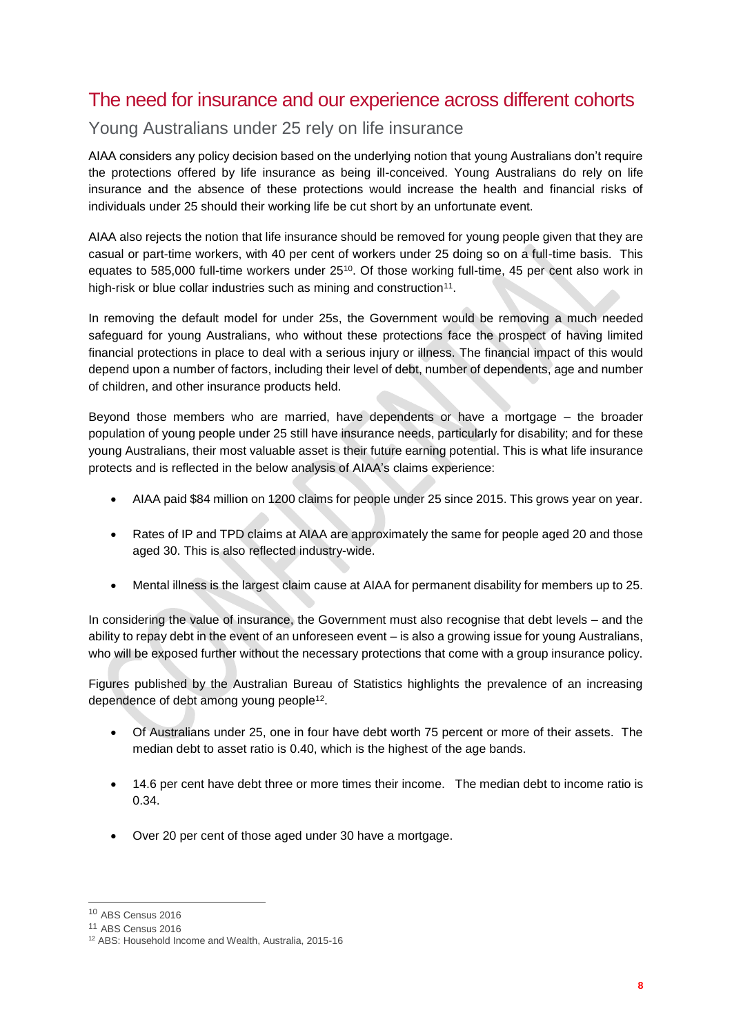## The need for insurance and our experience across different cohorts

### Young Australians under 25 rely on life insurance

AIAA considers any policy decision based on the underlying notion that young Australians don't require the protections offered by life insurance as being ill-conceived. Young Australians do rely on life insurance and the absence of these protections would increase the health and financial risks of individuals under 25 should their working life be cut short by an unfortunate event.

AIAA also rejects the notion that life insurance should be removed for young people given that they are casual or part-time workers, with 40 per cent of workers under 25 doing so on a full-time basis. This equates to 585,000 full-time workers under 25[10]. Of those working full-time, 45 per cent also work in high-risk or blue collar industries such as mining and construction[11].

In removing the default model for under 25s, the Government would be removing a much needed safeguard for young Australians, who without these protections face the prospect of having limited financial protections in place to deal with a serious injury or illness. The financial impact of this would depend upon a number of factors, including their level of debt, number of dependents, age and number of children, and other insurance products held.

Beyond those members who are married, have dependents or have a mortgage – the broader population of young people under 25 still have insurance needs, particularly for disability; and for these young Australians, their most valuable asset is their future earning potential. This is what life insurance protects and is reflected in the below analysis of AIAA's claims experience:

- AIAA paid $84 million on 1200 claims for people under 25 since 2015. This grows year on year.
- Rates of IP and TPD claims at AIAA are approximately the same for people aged 20 and those aged 30. This is also reflected industry-wide.
- Mental illness is the largest claim cause at AIAA for permanent disability for members up to 25.

In considering the value of insurance, the Government must also recognise that debt levels – and the ability to repay debt in the event of an unforeseen event – is also a growing issue for young Australians, who will be exposed further without the necessary protections that come with a group insurance policy.

Figures published by the Australian Bureau of Statistics highlights the prevalence of an increasing dependence of debt among young people[12].

- Of Australians under 25, one in four have debt worth 75 percent or more of their assets. The median debt to asset ratio is 0.40, which is the highest of the age bands.
- 14.6 per cent have debt three or more times their income. The median debt to income ratio is 0.34.
- Over 20 per cent of those aged under 30 have a mortgage.

---

[10] ABS Census 2016

[11] ABS Census 2016

[12] ABS: Household Income and Wealth, Australia, 2015-16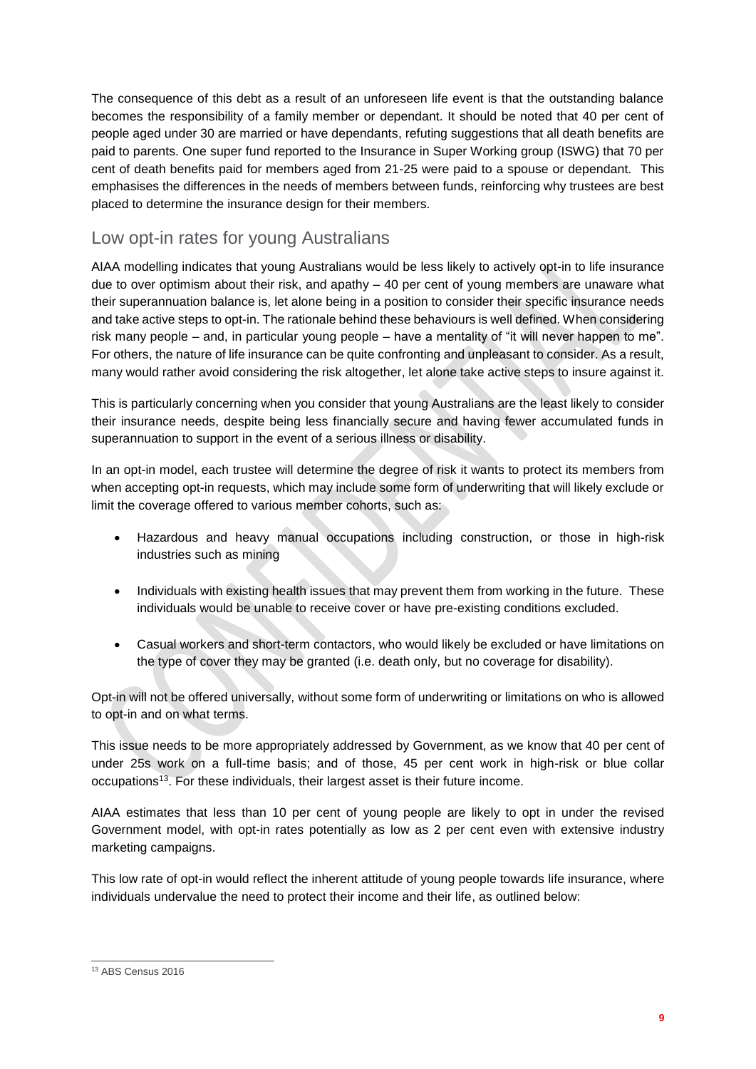The consequence of this debt as a result of an unforeseen life event is that the outstanding balance becomes the responsibility of a family member or dependant. It should be noted that 40 per cent of people aged under 30 are married or have dependants, refuting suggestions that all death benefits are paid to parents. One super fund reported to the Insurance in Super Working group (ISWG) that 70 per cent of death benefits paid for members aged from 21-25 were paid to a spouse or dependant. This emphasises the differences in the needs of members between funds, reinforcing why trustees are best placed to determine the insurance design for their members.

## Low opt-in rates for young Australians

AIAA modelling indicates that young Australians would be less likely to actively opt-in to life insurance due to over optimism about their risk, and apathy – 40 per cent of young members are unaware what their superannuation balance is, let alone being in a position to consider their specific insurance needs and take active steps to opt-in. The rationale behind these behaviours is well defined. When considering risk many people – and, in particular young people – have a mentality of "it will never happen to me". For others, the nature of life insurance can be quite confronting and unpleasant to consider. As a result, many would rather avoid considering the risk altogether, let alone take active steps to insure against it.

This is particularly concerning when you consider that young Australians are the least likely to consider their insurance needs, despite being less financially secure and having fewer accumulated funds in superannuation to support in the event of a serious illness or disability.

In an opt-in model, each trustee will determine the degree of risk it wants to protect its members from when accepting opt-in requests, which may include some form of underwriting that will likely exclude or limit the coverage offered to various member cohorts, such as:

- Hazardous and heavy manual occupations including construction, or those in high-risk industries such as mining
- Individuals with existing health issues that may prevent them from working in the future. These individuals would be unable to receive cover or have pre-existing conditions excluded.
- Casual workers and short-term contactors, who would likely be excluded or have limitations on the type of cover they may be granted (i.e. death only, but no coverage for disability).

Opt-in will not be offered universally, without some form of underwriting or limitations on who is allowed to opt-in and on what terms.

This issue needs to be more appropriately addressed by Government, as we know that 40 per cent of under 25s work on a full-time basis; and of those, 45 per cent work in high-risk or blue collar occupations[13]. For these individuals, their largest asset is their future income.

AIAA estimates that less than 10 per cent of young people are likely to opt in under the revised Government model, with opt-in rates potentially as low as 2 per cent even with extensive industry marketing campaigns.

This low rate of opt-in would reflect the inherent attitude of young people towards life insurance, where individuals undervalue the need to protect their income and their life, as outlined below:

[13] ABS Census 2016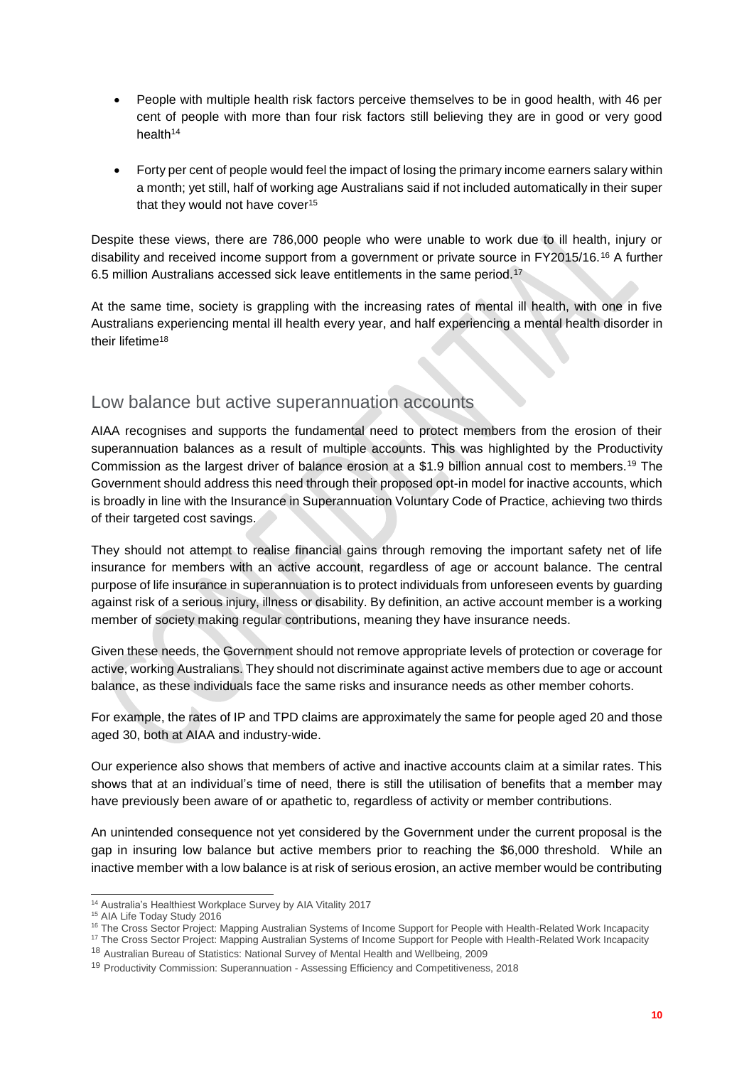- People with multiple health risk factors perceive themselves to be in good health, with 46 per cent of people with more than four risk factors still believing they are in good or very good health[14]

- Forty per cent of people would feel the impact of losing the primary income earners salary within a month; yet still, half of working age Australians said if not included automatically in their super that they would not have cover[15]

Despite these views, there are 786,000 people who were unable to work due to ill health, injury or disability and received income support from a government or private source in FY2015/16.[16] A further 6.5 million Australians accessed sick leave entitlements in the same period.[17]

At the same time, society is grappling with the increasing rates of mental ill health, with one in five Australians experiencing mental ill health every year, and half experiencing a mental health disorder in their lifetime[18]

## Low balance but active superannuation accounts

AIAA recognises and supports the fundamental need to protect members from the erosion of their superannuation balances as a result of multiple accounts. This was highlighted by the Productivity Commission as the largest driver of balance erosion at a $1.9 billion annual cost to members.[19] The Government should address this need through their proposed opt-in model for inactive accounts, which is broadly in line with the Insurance in Superannuation Voluntary Code of Practice, achieving two thirds of their targeted cost savings.

They should not attempt to realise financial gains through removing the important safety net of life insurance for members with an active account, regardless of age or account balance. The central purpose of life insurance in superannuation is to protect individuals from unforeseen events by guarding against risk of a serious injury, illness or disability. By definition, an active account member is a working member of society making regular contributions, meaning they have insurance needs.

Given these needs, the Government should not remove appropriate levels of protection or coverage for active, working Australians. They should not discriminate against active members due to age or account balance, as these individuals face the same risks and insurance needs as other member cohorts.

For example, the rates of IP and TPD claims are approximately the same for people aged 20 and those aged 30, both at AIAA and industry-wide.

Our experience also shows that members of active and inactive accounts claim at a similar rates. This shows that at an individual's time of need, there is still the utilisation of benefits that a member may have previously been aware of or apathetic to, regardless of activity or member contributions.

An unintended consequence not yet considered by the Government under the current proposal is the gap in insuring low balance but active members prior to reaching the $6,000 threshold. While an inactive member with a low balance is at risk of serious erosion, an active member would be contributing

---

[14] Australia's Healthiest Workplace Survey by AIA Vitality 2017

[15] AIA Life Today Study 2016

[16] The Cross Sector Project: Mapping Australian Systems of Income Support for People with Health-Related Work Incapacity

[17] The Cross Sector Project: Mapping Australian Systems of Income Support for People with Health-Related Work Incapacity

[18] Australian Bureau of Statistics: National Survey of Mental Health and Wellbeing, 2009

[19] Productivity Commission: Superannuation - Assessing Efficiency and Competitiveness, 2018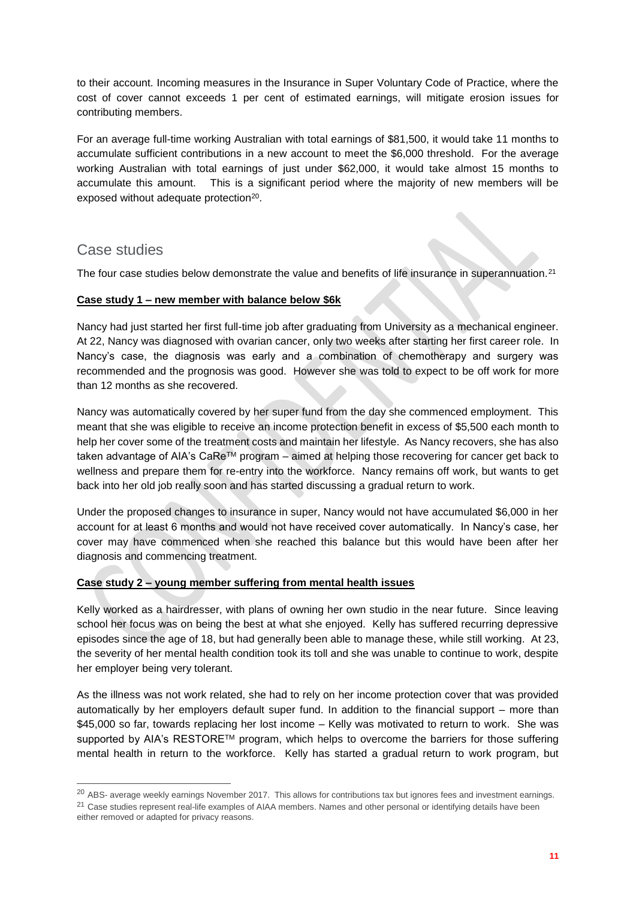to their account. Incoming measures in the Insurance in Super Voluntary Code of Practice, where the cost of cover cannot exceeds 1 per cent of estimated earnings, will mitigate erosion issues for contributing members.

For an average full-time working Australian with total earnings of $81,500, it would take 11 months to accumulate sufficient contributions in a new account to meet the $6,000 threshold. For the average working Australian with total earnings of just under $62,000, it would take almost 15 months to accumulate this amount. This is a significant period where the majority of new members will be exposed without adequate protection[20].

## Case studies

The four case studies below demonstrate the value and benefits of life insurance in superannuation.[21]

**Case study 1 – new member with balance below $6k**

Nancy had just started her first full-time job after graduating from University as a mechanical engineer. At 22, Nancy was diagnosed with ovarian cancer, only two weeks after starting her first career role. In Nancy's case, the diagnosis was early and a combination of chemotherapy and surgery was recommended and the prognosis was good. However she was told to expect to be off work for more than 12 months as she recovered.

Nancy was automatically covered by her super fund from the day she commenced employment. This meant that she was eligible to receive an income protection benefit in excess of $5,500 each month to help her cover some of the treatment costs and maintain her lifestyle. As Nancy recovers, she has also taken advantage of AIA's CaRe™ program – aimed at helping those recovering for cancer get back to wellness and prepare them for re-entry into the workforce. Nancy remains off work, but wants to get back into her old job really soon and has started discussing a gradual return to work.

Under the proposed changes to insurance in super, Nancy would not have accumulated $6,000 in her account for at least 6 months and would not have received cover automatically. In Nancy's case, her cover may have commenced when she reached this balance but this would have been after her diagnosis and commencing treatment.

**Case study 2 – young member suffering from mental health issues**

Kelly worked as a hairdresser, with plans of owning her own studio in the near future. Since leaving school her focus was on being the best at what she enjoyed. Kelly has suffered recurring depressive episodes since the age of 18, but had generally been able to manage these, while still working. At 23, the severity of her mental health condition took its toll and she was unable to continue to work, despite her employer being very tolerant.

As the illness was not work related, she had to rely on her income protection cover that was provided automatically by her employers default super fund. In addition to the financial support – more than $45,000 so far, towards replacing her lost income – Kelly was motivated to return to work. She was supported by AIA's RESTORE™ program, which helps to overcome the barriers for those suffering mental health in return to the workforce. Kelly has started a gradual return to work program, but

[20] ABS- average weekly earnings November 2017. This allows for contributions tax but ignores fees and investment earnings.

[21] Case studies represent real-life examples of AIAA members. Names and other personal or identifying details have been either removed or adapted for privacy reasons.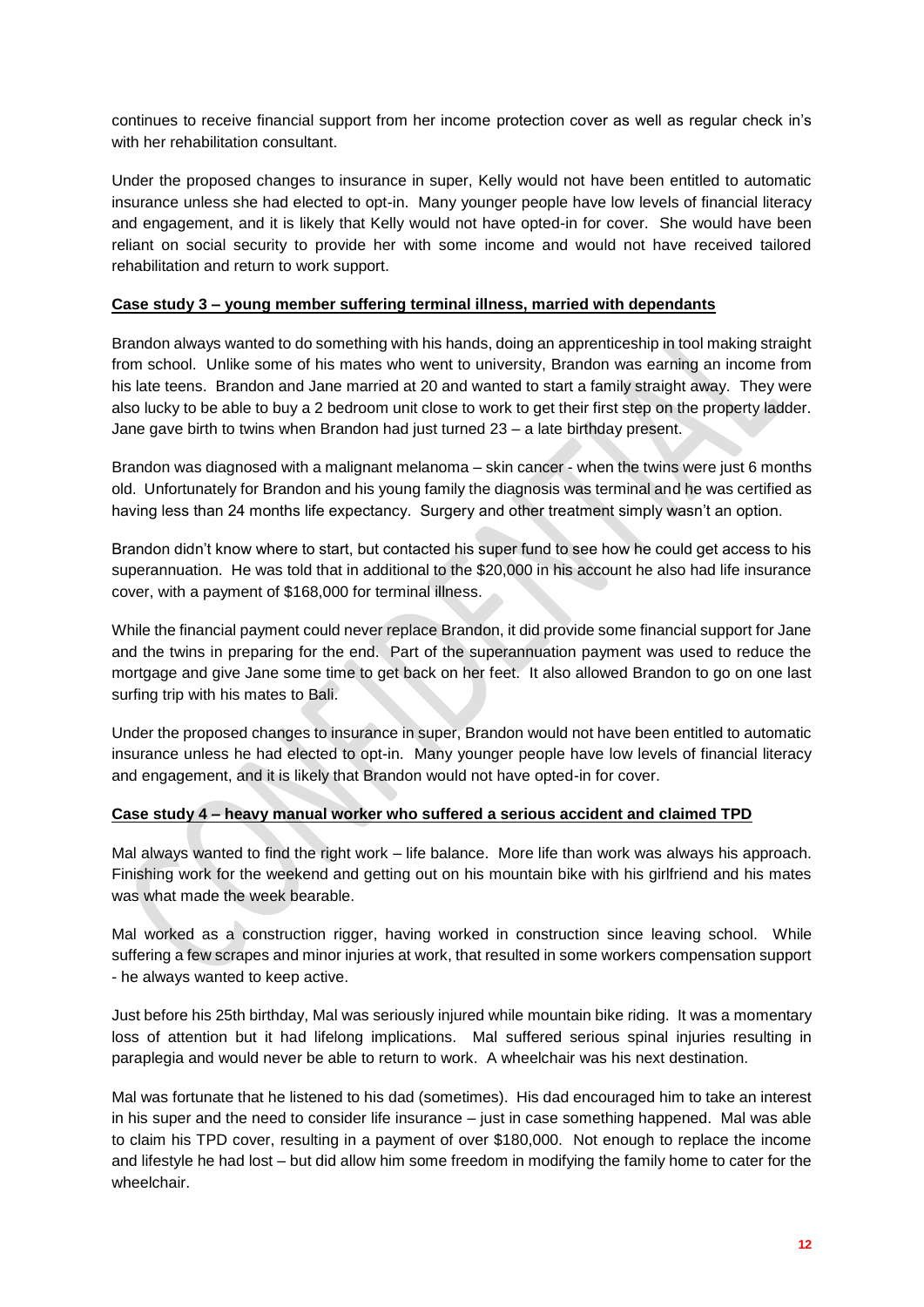continues to receive financial support from her income protection cover as well as regular check in's with her rehabilitation consultant.

Under the proposed changes to insurance in super, Kelly would not have been entitled to automatic insurance unless she had elected to opt-in. Many younger people have low levels of financial literacy and engagement, and it is likely that Kelly would not have opted-in for cover. She would have been reliant on social security to provide her with some income and would not have received tailored rehabilitation and return to work support.

**Case study 3 – young member suffering terminal illness, married with dependants**

Brandon always wanted to do something with his hands, doing an apprenticeship in tool making straight from school. Unlike some of his mates who went to university, Brandon was earning an income from his late teens. Brandon and Jane married at 20 and wanted to start a family straight away. They were also lucky to be able to buy a 2 bedroom unit close to work to get their first step on the property ladder. Jane gave birth to twins when Brandon had just turned 23 – a late birthday present.

Brandon was diagnosed with a malignant melanoma – skin cancer - when the twins were just 6 months old. Unfortunately for Brandon and his young family the diagnosis was terminal and he was certified as having less than 24 months life expectancy. Surgery and other treatment simply wasn't an option.

Brandon didn't know where to start, but contacted his super fund to see how he could get access to his superannuation. He was told that in additional to the $20,000 in his account he also had life insurance cover, with a payment of $168,000 for terminal illness.

While the financial payment could never replace Brandon, it did provide some financial support for Jane and the twins in preparing for the end. Part of the superannuation payment was used to reduce the mortgage and give Jane some time to get back on her feet. It also allowed Brandon to go on one last surfing trip with his mates to Bali.

Under the proposed changes to insurance in super, Brandon would not have been entitled to automatic insurance unless he had elected to opt-in. Many younger people have low levels of financial literacy and engagement, and it is likely that Brandon would not have opted-in for cover.

**Case study 4 – heavy manual worker who suffered a serious accident and claimed TPD**

Mal always wanted to find the right work – life balance. More life than work was always his approach. Finishing work for the weekend and getting out on his mountain bike with his girlfriend and his mates was what made the week bearable.

Mal worked as a construction rigger, having worked in construction since leaving school. While suffering a few scrapes and minor injuries at work, that resulted in some workers compensation support - he always wanted to keep active.

Just before his 25th birthday, Mal was seriously injured while mountain bike riding. It was a momentary loss of attention but it had lifelong implications. Mal suffered serious spinal injuries resulting in paraplegia and would never be able to return to work. A wheelchair was his next destination.

Mal was fortunate that he listened to his dad (sometimes). His dad encouraged him to take an interest in his super and the need to consider life insurance – just in case something happened. Mal was able to claim his TPD cover, resulting in a payment of over $180,000. Not enough to replace the income and lifestyle he had lost – but did allow him some freedom in modifying the family home to cater for the wheelchair.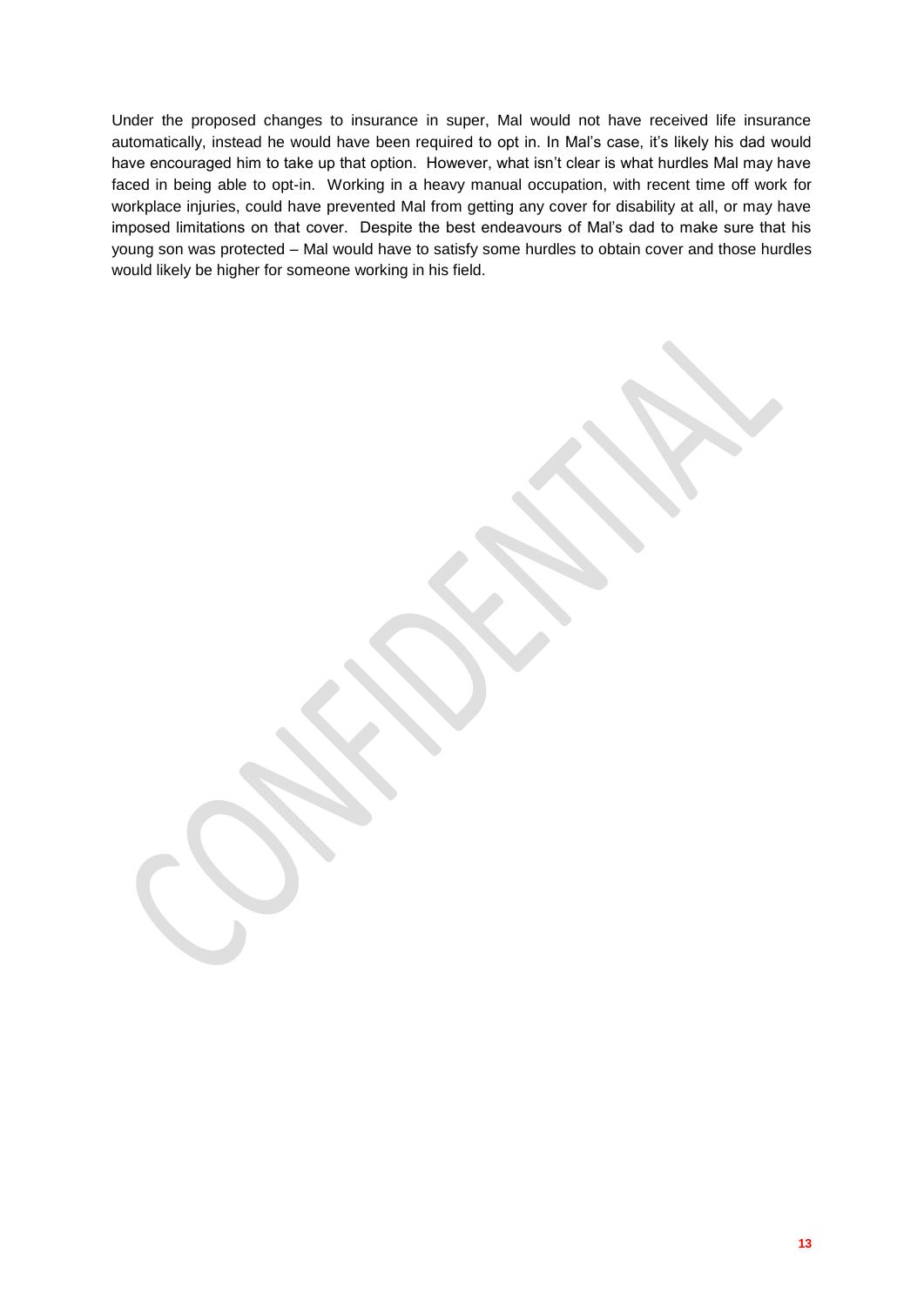Under the proposed changes to insurance in super, Mal would not have received life insurance automatically, instead he would have been required to opt in. In Mal's case, it's likely his dad would have encouraged him to take up that option. However, what isn't clear is what hurdles Mal may have faced in being able to opt-in. Working in a heavy manual occupation, with recent time off work for workplace injuries, could have prevented Mal from getting any cover for disability at all, or may have imposed limitations on that cover. Despite the best endeavours of Mal's dad to make sure that his young son was protected – Mal would have to satisfy some hurdles to obtain cover and those hurdles would likely be higher for someone working in his field.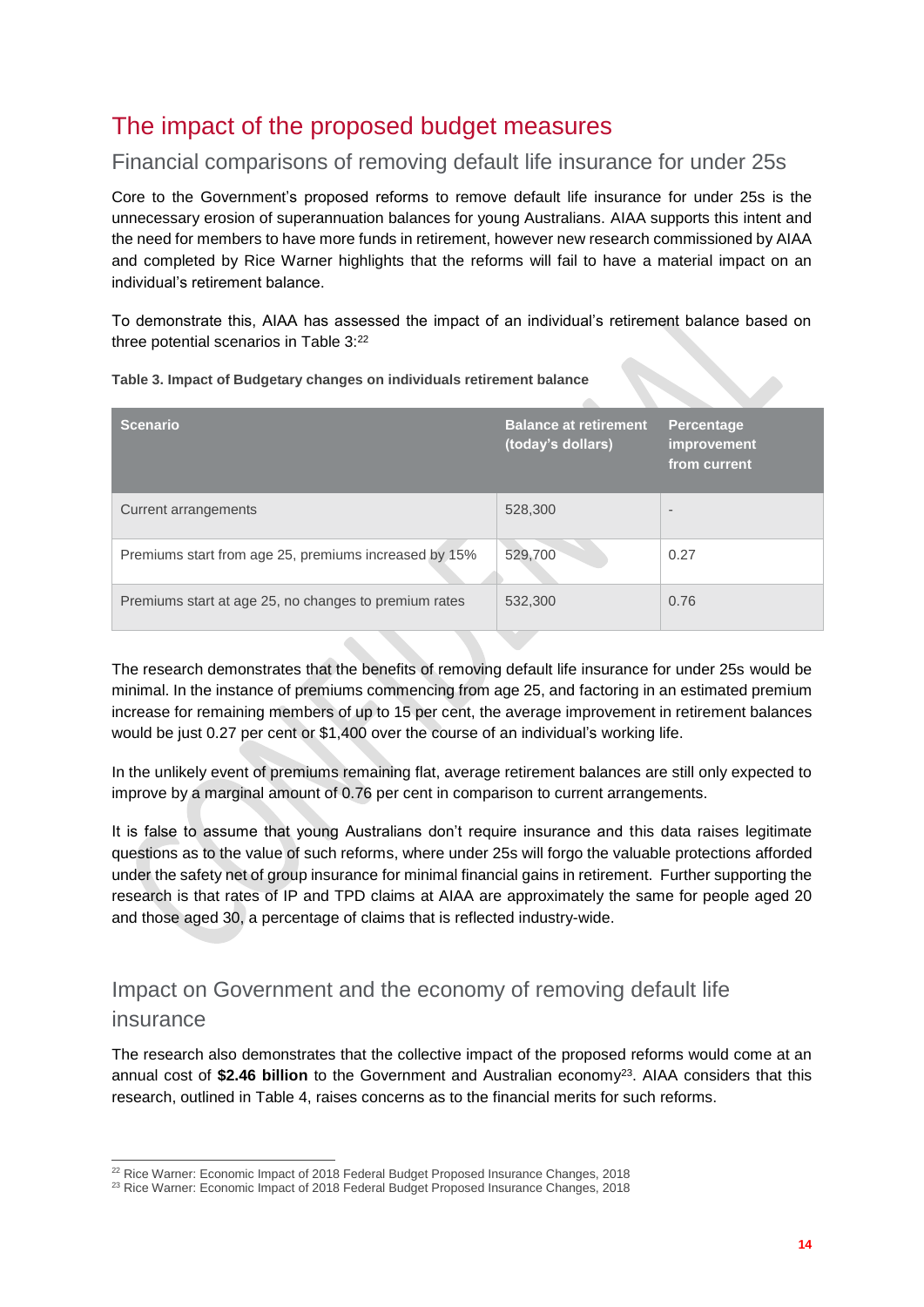## The impact of the proposed budget measures

### Financial comparisons of removing default life insurance for under 25s

Core to the Government's proposed reforms to remove default life insurance for under 25s is the unnecessary erosion of superannuation balances for young Australians. AIAA supports this intent and the need for members to have more funds in retirement, however new research commissioned by AIAA and completed by Rice Warner highlights that the reforms will fail to have a material impact on an individual's retirement balance.

To demonstrate this, AIAA has assessed the impact of an individual's retirement balance based on three potential scenarios in Table 3:[22]

**Table 3. Impact of Budgetary changes on individuals retirement balance**

| Scenario | Balance at retirement (today's dollars) | Percentage improvement from current |
|---|---|---|
| Current arrangements | 528,300 | - |
| Premiums start from age 25, premiums increased by 15% | 529,700 | 0.27 |
| Premiums start at age 25, no changes to premium rates | 532,300 | 0.76 |

The research demonstrates that the benefits of removing default life insurance for under 25s would be minimal. In the instance of premiums commencing from age 25, and factoring in an estimated premium increase for remaining members of up to 15 per cent, the average improvement in retirement balances would be just 0.27 per cent or $1,400 over the course of an individual's working life.

In the unlikely event of premiums remaining flat, average retirement balances are still only expected to improve by a marginal amount of 0.76 per cent in comparison to current arrangements.

It is false to assume that young Australians don't require insurance and this data raises legitimate questions as to the value of such reforms, where under 25s will forgo the valuable protections afforded under the safety net of group insurance for minimal financial gains in retirement. Further supporting the research is that rates of IP and TPD claims at AIAA are approximately the same for people aged 20 and those aged 30, a percentage of claims that is reflected industry-wide.

### Impact on Government and the economy of removing default life insurance

The research also demonstrates that the collective impact of the proposed reforms would come at an annual cost of **$2.46 billion** to the Government and Australian economy[23]. AIAA considers that this research, outlined in Table 4, raises concerns as to the financial merits for such reforms.

[22] Rice Warner: Economic Impact of 2018 Federal Budget Proposed Insurance Changes, 2018
[23] Rice Warner: Economic Impact of 2018 Federal Budget Proposed Insurance Changes, 2018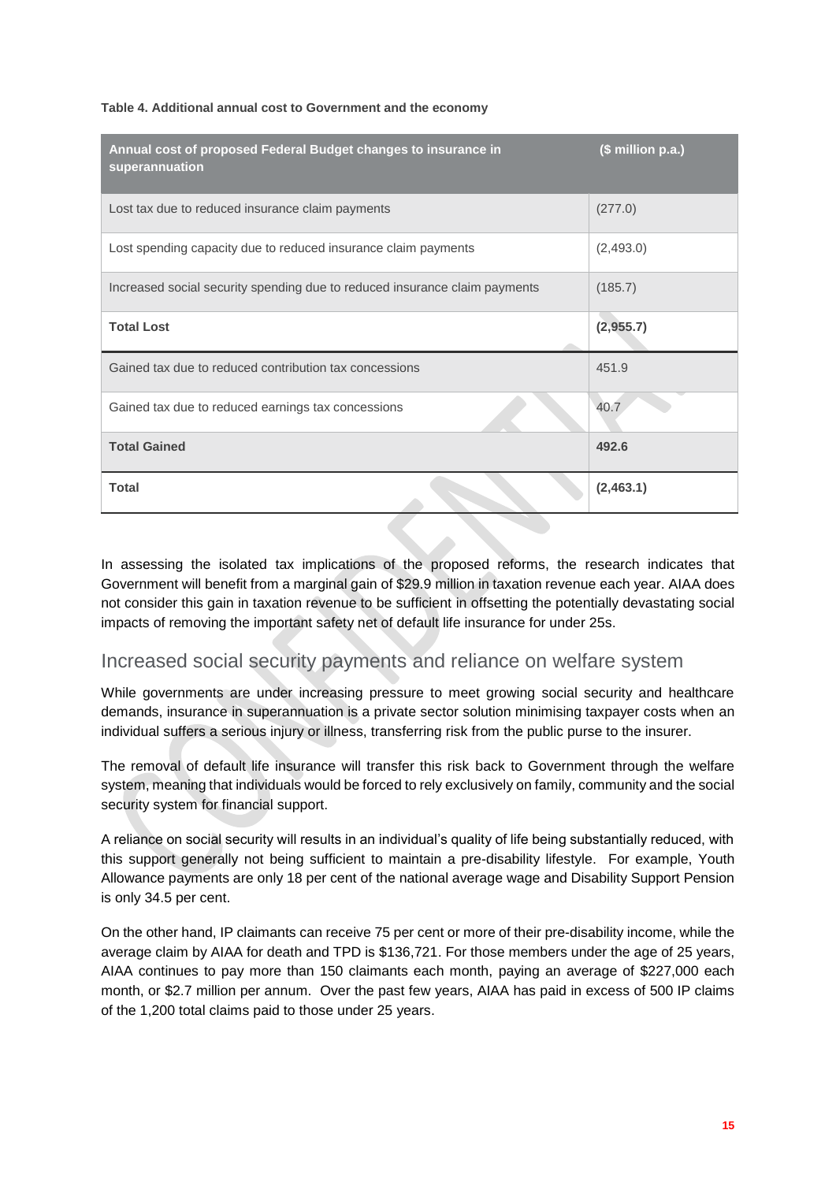**Table 4. Additional annual cost to Government and the economy**

| Annual cost of proposed Federal Budget changes to insurance in superannuation | ($ million p.a.) |
|---|---|
| Lost tax due to reduced insurance claim payments | (277.0) |
| Lost spending capacity due to reduced insurance claim payments | (2,493.0) |
| Increased social security spending due to reduced insurance claim payments | (185.7) |
| **Total Lost** | **(2,955.7)** |
| Gained tax due to reduced contribution tax concessions | 451.9 |
| Gained tax due to reduced earnings tax concessions | 40.7 |
| **Total Gained** | **492.6** |
| **Total** | **(2,463.1)** |

In assessing the isolated tax implications of the proposed reforms, the research indicates that Government will benefit from a marginal gain of $29.9 million in taxation revenue each year. AIAA does not consider this gain in taxation revenue to be sufficient in offsetting the potentially devastating social impacts of removing the important safety net of default life insurance for under 25s.

## Increased social security payments and reliance on welfare system

While governments are under increasing pressure to meet growing social security and healthcare demands, insurance in superannuation is a private sector solution minimising taxpayer costs when an individual suffers a serious injury or illness, transferring risk from the public purse to the insurer.

The removal of default life insurance will transfer this risk back to Government through the welfare system, meaning that individuals would be forced to rely exclusively on family, community and the social security system for financial support.

A reliance on social security will results in an individual's quality of life being substantially reduced, with this support generally not being sufficient to maintain a pre-disability lifestyle. For example, Youth Allowance payments are only 18 per cent of the national average wage and Disability Support Pension is only 34.5 per cent.

On the other hand, IP claimants can receive 75 per cent or more of their pre-disability income, while the average claim by AIAA for death and TPD is $136,721. For those members under the age of 25 years, AIAA continues to pay more than 150 claimants each month, paying an average of $227,000 each month, or $2.7 million per annum. Over the past few years, AIAA has paid in excess of 500 IP claims of the 1,200 total claims paid to those under 25 years.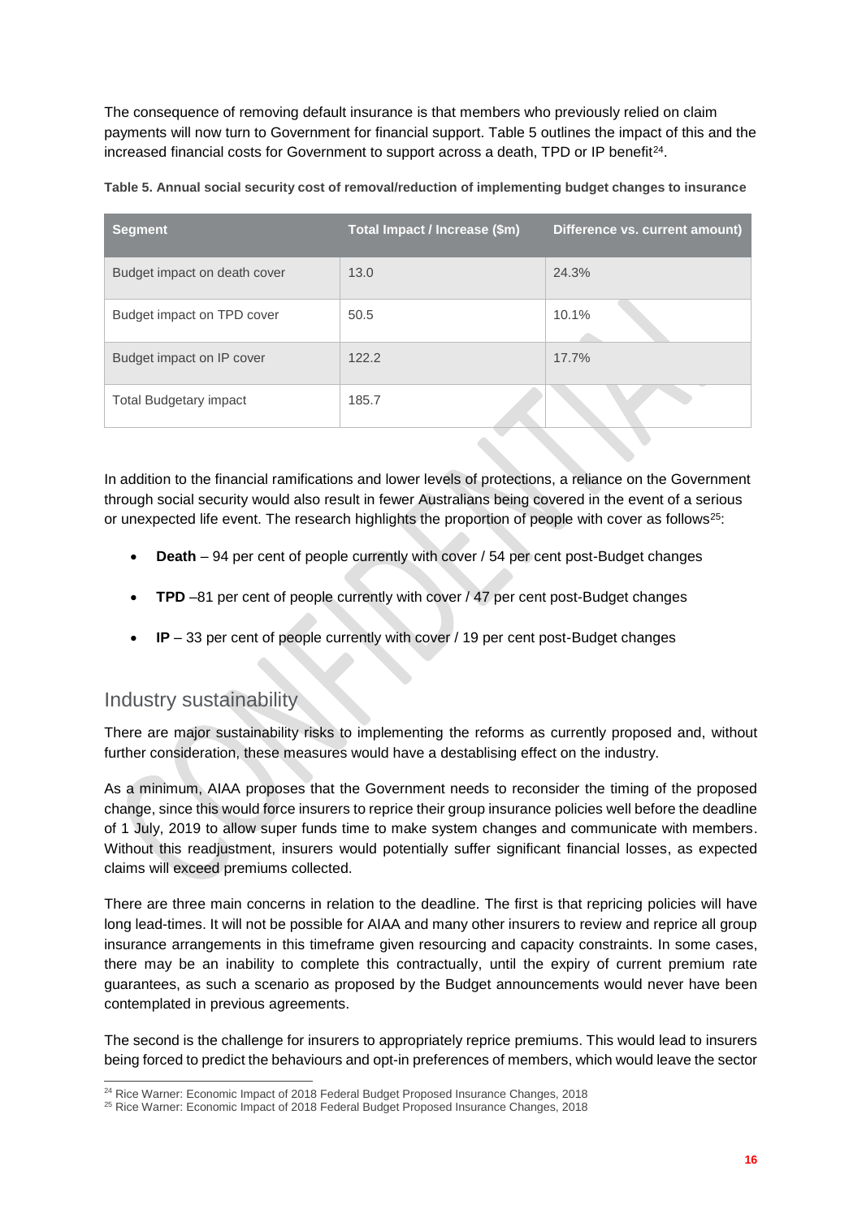The consequence of removing default insurance is that members who previously relied on claim payments will now turn to Government for financial support. Table 5 outlines the impact of this and the increased financial costs for Government to support across a death, TPD or IP benefit[24].

**Table 5. Annual social security cost of removal/reduction of implementing budget changes to insurance**

| Segment | Total Impact / Increase ($m) | Difference vs. current amount) |
|---|---|---|
| Budget impact on death cover | 13.0 | 24.3% |
| Budget impact on TPD cover | 50.5 | 10.1% |
| Budget impact on IP cover | 122.2 | 17.7% |
| Total Budgetary impact | 185.7 | |

In addition to the financial ramifications and lower levels of protections, a reliance on the Government through social security would also result in fewer Australians being covered in the event of a serious or unexpected life event. The research highlights the proportion of people with cover as follows[25]:

- **Death** – 94 per cent of people currently with cover / 54 per cent post-Budget changes
- **TPD** –81 per cent of people currently with cover / 47 per cent post-Budget changes
- **IP** – 33 per cent of people currently with cover / 19 per cent post-Budget changes

## Industry sustainability

There are major sustainability risks to implementing the reforms as currently proposed and, without further consideration, these measures would have a destablising effect on the industry.

As a minimum, AIAA proposes that the Government needs to reconsider the timing of the proposed change, since this would force insurers to reprice their group insurance policies well before the deadline of 1 July, 2019 to allow super funds time to make system changes and communicate with members. Without this readjustment, insurers would potentially suffer significant financial losses, as expected claims will exceed premiums collected.

There are three main concerns in relation to the deadline. The first is that repricing policies will have long lead-times. It will not be possible for AIAA and many other insurers to review and reprice all group insurance arrangements in this timeframe given resourcing and capacity constraints. In some cases, there may be an inability to complete this contractually, until the expiry of current premium rate guarantees, as such a scenario as proposed by the Budget announcements would never have been contemplated in previous agreements.

The second is the challenge for insurers to appropriately reprice premiums. This would lead to insurers being forced to predict the behaviours and opt-in preferences of members, which would leave the sector

[24] Rice Warner: Economic Impact of 2018 Federal Budget Proposed Insurance Changes, 2018

[25] Rice Warner: Economic Impact of 2018 Federal Budget Proposed Insurance Changes, 2018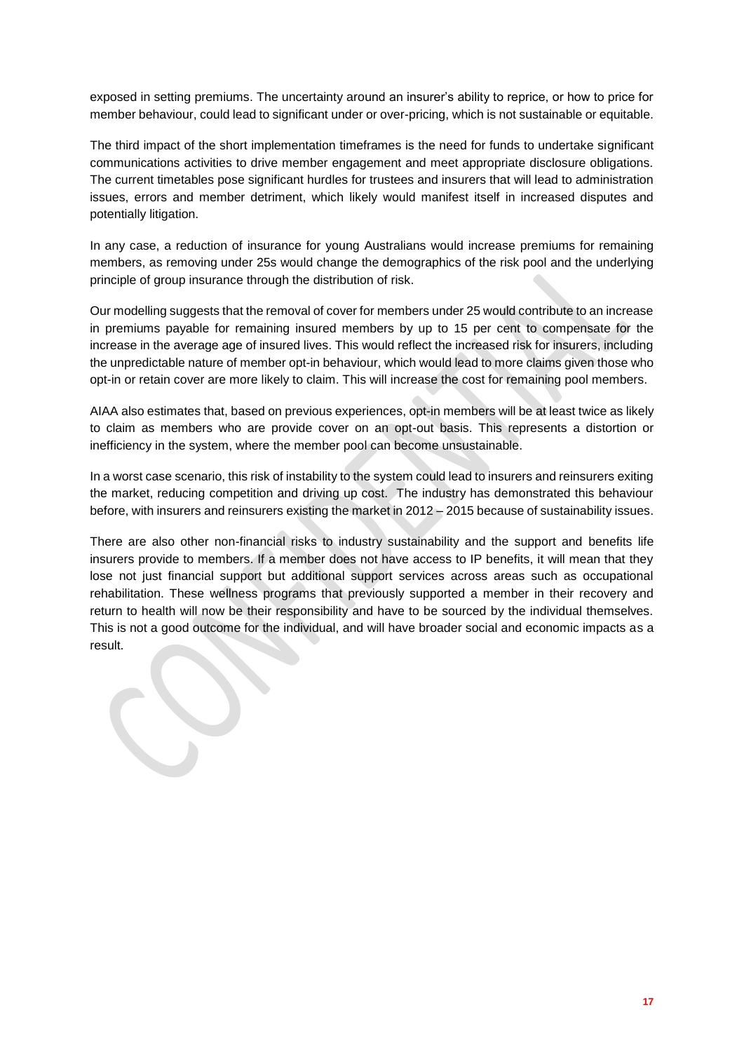exposed in setting premiums. The uncertainty around an insurer's ability to reprice, or how to price for member behaviour, could lead to significant under or over-pricing, which is not sustainable or equitable.

The third impact of the short implementation timeframes is the need for funds to undertake significant communications activities to drive member engagement and meet appropriate disclosure obligations. The current timetables pose significant hurdles for trustees and insurers that will lead to administration issues, errors and member detriment, which likely would manifest itself in increased disputes and potentially litigation.

In any case, a reduction of insurance for young Australians would increase premiums for remaining members, as removing under 25s would change the demographics of the risk pool and the underlying principle of group insurance through the distribution of risk.

Our modelling suggests that the removal of cover for members under 25 would contribute to an increase in premiums payable for remaining insured members by up to 15 per cent to compensate for the increase in the average age of insured lives. This would reflect the increased risk for insurers, including the unpredictable nature of member opt-in behaviour, which would lead to more claims given those who opt-in or retain cover are more likely to claim. This will increase the cost for remaining pool members.

AIAA also estimates that, based on previous experiences, opt-in members will be at least twice as likely to claim as members who are provide cover on an opt-out basis. This represents a distortion or inefficiency in the system, where the member pool can become unsustainable.

In a worst case scenario, this risk of instability to the system could lead to insurers and reinsurers exiting the market, reducing competition and driving up cost. The industry has demonstrated this behaviour before, with insurers and reinsurers existing the market in 2012 – 2015 because of sustainability issues.

There are also other non-financial risks to industry sustainability and the support and benefits life insurers provide to members. If a member does not have access to IP benefits, it will mean that they lose not just financial support but additional support services across areas such as occupational rehabilitation. These wellness programs that previously supported a member in their recovery and return to health will now be their responsibility and have to be sourced by the individual themselves. This is not a good outcome for the individual, and will have broader social and economic impacts as a result.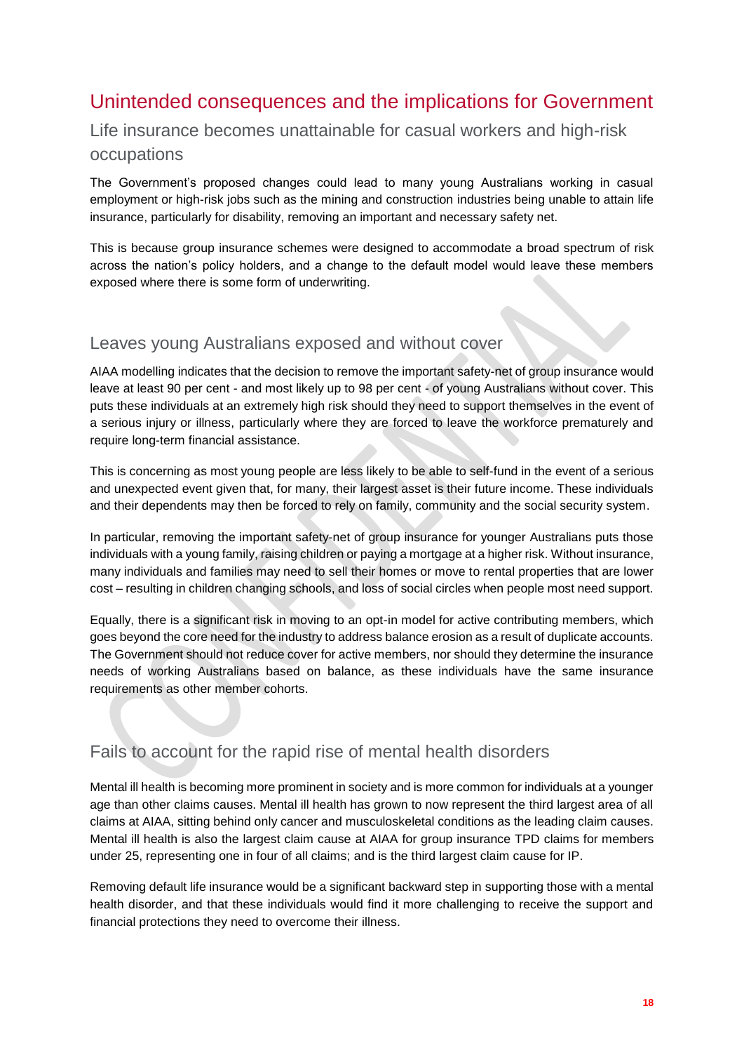# Unintended consequences and the implications for Government

## Life insurance becomes unattainable for casual workers and high-risk occupations

The Government's proposed changes could lead to many young Australians working in casual employment or high-risk jobs such as the mining and construction industries being unable to attain life insurance, particularly for disability, removing an important and necessary safety net.

This is because group insurance schemes were designed to accommodate a broad spectrum of risk across the nation's policy holders, and a change to the default model would leave these members exposed where there is some form of underwriting.

## Leaves young Australians exposed and without cover

AIAA modelling indicates that the decision to remove the important safety-net of group insurance would leave at least 90 per cent - and most likely up to 98 per cent - of young Australians without cover. This puts these individuals at an extremely high risk should they need to support themselves in the event of a serious injury or illness, particularly where they are forced to leave the workforce prematurely and require long-term financial assistance.

This is concerning as most young people are less likely to be able to self-fund in the event of a serious and unexpected event given that, for many, their largest asset is their future income. These individuals and their dependents may then be forced to rely on family, community and the social security system.

In particular, removing the important safety-net of group insurance for younger Australians puts those individuals with a young family, raising children or paying a mortgage at a higher risk. Without insurance, many individuals and families may need to sell their homes or move to rental properties that are lower cost – resulting in children changing schools, and loss of social circles when people most need support.

Equally, there is a significant risk in moving to an opt-in model for active contributing members, which goes beyond the core need for the industry to address balance erosion as a result of duplicate accounts. The Government should not reduce cover for active members, nor should they determine the insurance needs of working Australians based on balance, as these individuals have the same insurance requirements as other member cohorts.

## Fails to account for the rapid rise of mental health disorders

Mental ill health is becoming more prominent in society and is more common for individuals at a younger age than other claims causes. Mental ill health has grown to now represent the third largest area of all claims at AIAA, sitting behind only cancer and musculoskeletal conditions as the leading claim causes. Mental ill health is also the largest claim cause at AIAA for group insurance TPD claims for members under 25, representing one in four of all claims; and is the third largest claim cause for IP.

Removing default life insurance would be a significant backward step in supporting those with a mental health disorder, and that these individuals would find it more challenging to receive the support and financial protections they need to overcome their illness.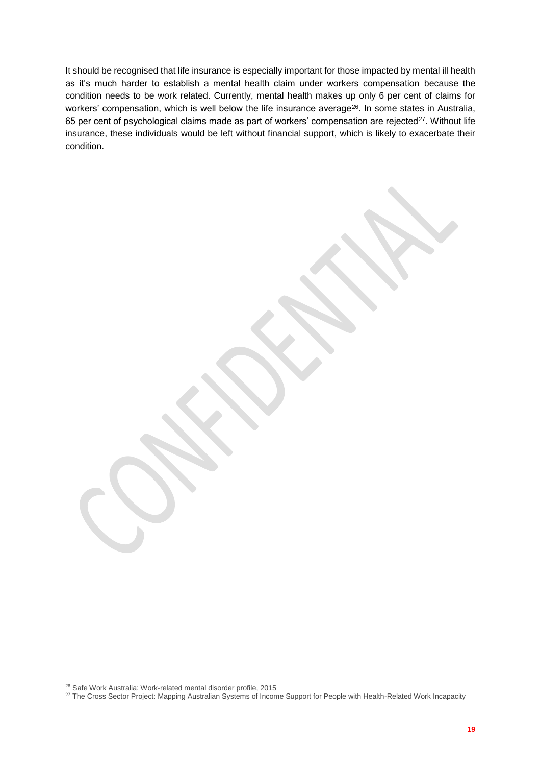It should be recognised that life insurance is especially important for those impacted by mental ill health as it's much harder to establish a mental health claim under workers compensation because the condition needs to be work related. Currently, mental health makes up only 6 per cent of claims for workers' compensation, which is well below the life insurance average[26]. In some states in Australia, 65 per cent of psychological claims made as part of workers' compensation are rejected[27]. Without life insurance, these individuals would be left without financial support, which is likely to exacerbate their condition.

---

[26] Safe Work Australia: Work-related mental disorder profile, 2015

[27] The Cross Sector Project: Mapping Australian Systems of Income Support for People with Health-Related Work Incapacity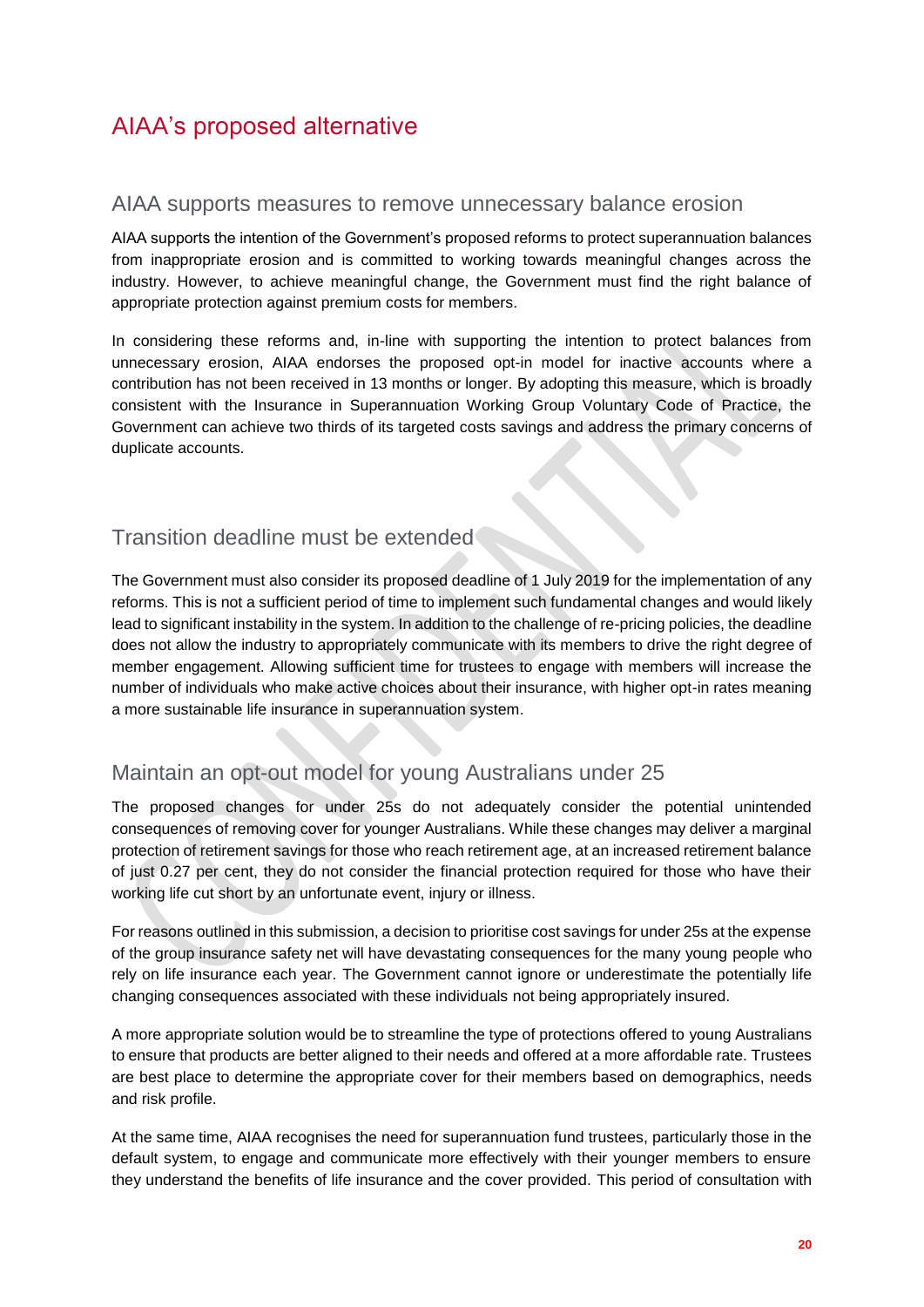# AIAA's proposed alternative

## AIAA supports measures to remove unnecessary balance erosion

AIAA supports the intention of the Government's proposed reforms to protect superannuation balances from inappropriate erosion and is committed to working towards meaningful changes across the industry. However, to achieve meaningful change, the Government must find the right balance of appropriate protection against premium costs for members.

In considering these reforms and, in-line with supporting the intention to protect balances from unnecessary erosion, AIAA endorses the proposed opt-in model for inactive accounts where a contribution has not been received in 13 months or longer. By adopting this measure, which is broadly consistent with the Insurance in Superannuation Working Group Voluntary Code of Practice, the Government can achieve two thirds of its targeted costs savings and address the primary concerns of duplicate accounts.

## Transition deadline must be extended

The Government must also consider its proposed deadline of 1 July 2019 for the implementation of any reforms. This is not a sufficient period of time to implement such fundamental changes and would likely lead to significant instability in the system. In addition to the challenge of re-pricing policies, the deadline does not allow the industry to appropriately communicate with its members to drive the right degree of member engagement. Allowing sufficient time for trustees to engage with members will increase the number of individuals who make active choices about their insurance, with higher opt-in rates meaning a more sustainable life insurance in superannuation system.

## Maintain an opt-out model for young Australians under 25

The proposed changes for under 25s do not adequately consider the potential unintended consequences of removing cover for younger Australians. While these changes may deliver a marginal protection of retirement savings for those who reach retirement age, at an increased retirement balance of just 0.27 per cent, they do not consider the financial protection required for those who have their working life cut short by an unfortunate event, injury or illness.

For reasons outlined in this submission, a decision to prioritise cost savings for under 25s at the expense of the group insurance safety net will have devastating consequences for the many young people who rely on life insurance each year. The Government cannot ignore or underestimate the potentially life changing consequences associated with these individuals not being appropriately insured.

A more appropriate solution would be to streamline the type of protections offered to young Australians to ensure that products are better aligned to their needs and offered at a more affordable rate. Trustees are best place to determine the appropriate cover for their members based on demographics, needs and risk profile.

At the same time, AIAA recognises the need for superannuation fund trustees, particularly those in the default system, to engage and communicate more effectively with their younger members to ensure they understand the benefits of life insurance and the cover provided. This period of consultation with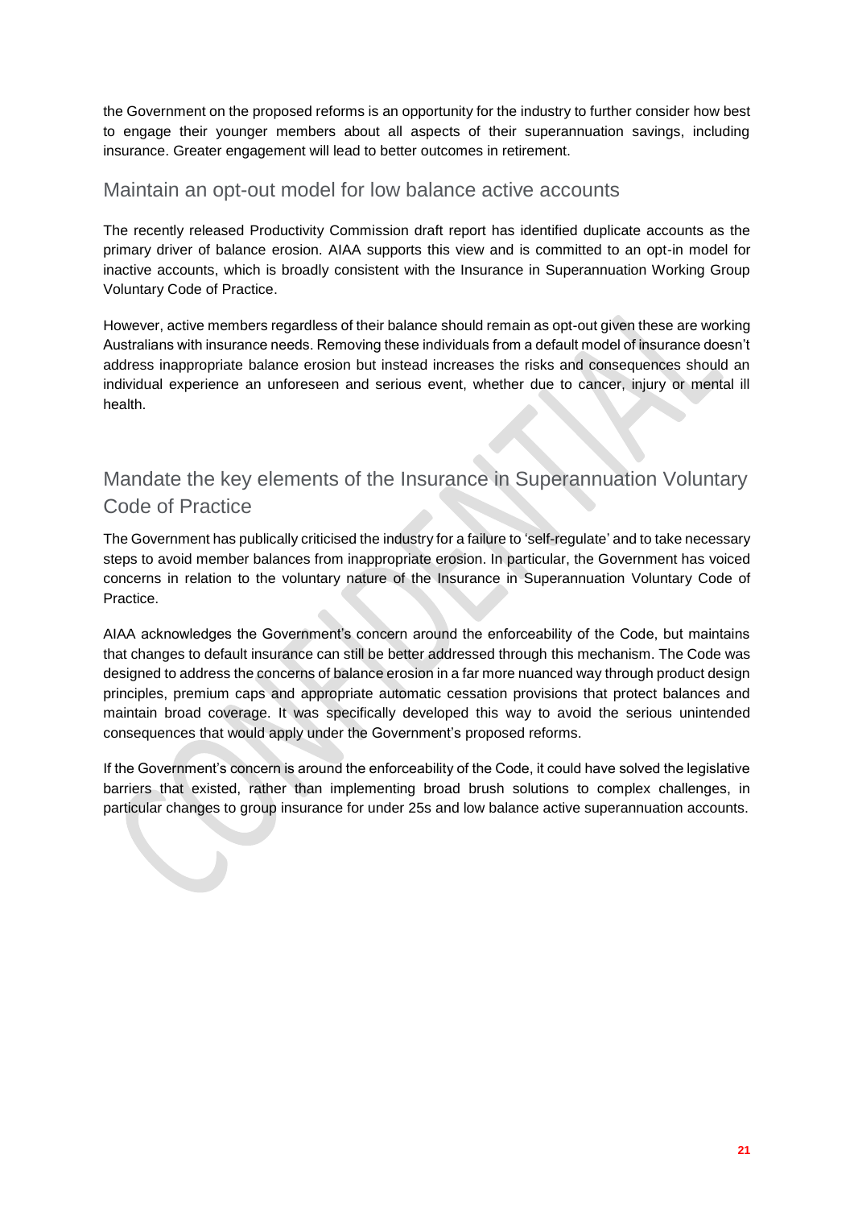the Government on the proposed reforms is an opportunity for the industry to further consider how best to engage their younger members about all aspects of their superannuation savings, including insurance. Greater engagement will lead to better outcomes in retirement.

## Maintain an opt-out model for low balance active accounts

The recently released Productivity Commission draft report has identified duplicate accounts as the primary driver of balance erosion. AIAA supports this view and is committed to an opt-in model for inactive accounts, which is broadly consistent with the Insurance in Superannuation Working Group Voluntary Code of Practice.

However, active members regardless of their balance should remain as opt-out given these are working Australians with insurance needs. Removing these individuals from a default model of insurance doesn't address inappropriate balance erosion but instead increases the risks and consequences should an individual experience an unforeseen and serious event, whether due to cancer, injury or mental ill health.

## Mandate the key elements of the Insurance in Superannuation Voluntary Code of Practice

The Government has publically criticised the industry for a failure to 'self-regulate' and to take necessary steps to avoid member balances from inappropriate erosion. In particular, the Government has voiced concerns in relation to the voluntary nature of the Insurance in Superannuation Voluntary Code of Practice.

AIAA acknowledges the Government's concern around the enforceability of the Code, but maintains that changes to default insurance can still be better addressed through this mechanism. The Code was designed to address the concerns of balance erosion in a far more nuanced way through product design principles, premium caps and appropriate automatic cessation provisions that protect balances and maintain broad coverage. It was specifically developed this way to avoid the serious unintended consequences that would apply under the Government's proposed reforms.

If the Government's concern is around the enforceability of the Code, it could have solved the legislative barriers that existed, rather than implementing broad brush solutions to complex challenges, in particular changes to group insurance for under 25s and low balance active superannuation accounts.